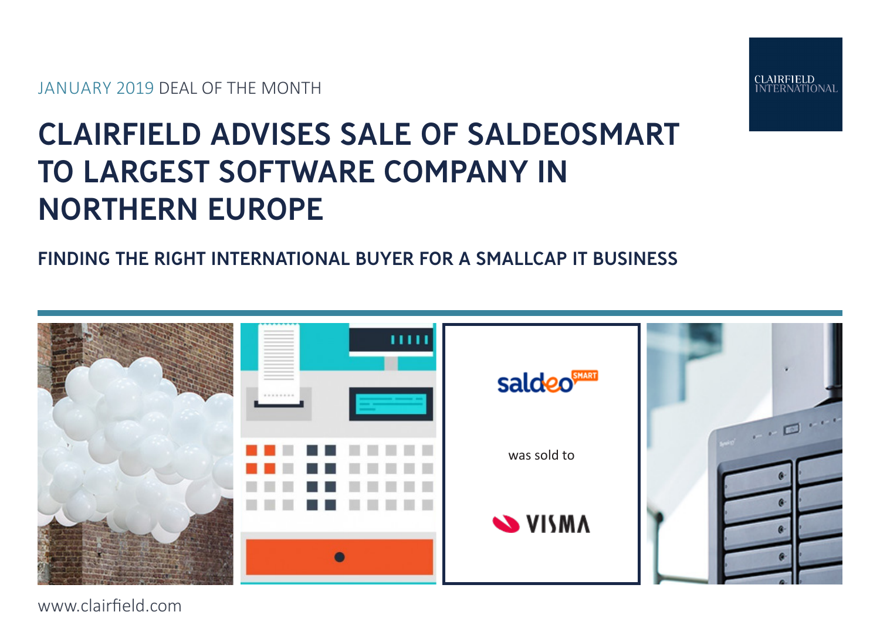JANUARY 2019 DEAL OF THE MONTH

# CLAIRFIELD ADVISES SALE OF SALDEOSMART TO LARGEST SOFTWARE COMPANY IN NORTHERN EUROPE

## FINDING THE RIGHT INTERNATIONAL BUYER FOR A SMALLCAP IT BUSINESS

saldeo SMART

was sold to

VISMA

www.clairfield.com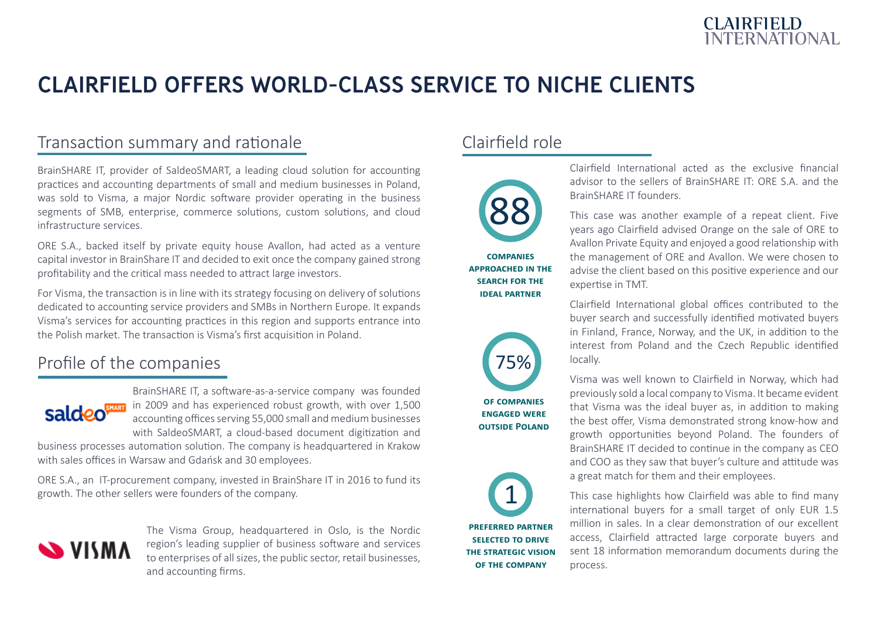# CLAIRFIELD OFFERS WORLD-CLASS SERVICE TO NICHE CLIENTS

## Transaction summary and rationale

BrainSHARE IT, provider of SaldeoSMART, a leading cloud solution for accounting practices and accounting departments of small and medium businesses in Poland, was sold to Visma, a major Nordic software provider operating in the business segments of SMB, enterprise, commerce solutions, custom solutions, and cloud infrastructure services.

ORE S.A., backed itself by private equity house Avallon, had acted as a venture capital investor in BrainShare IT and decided to exit once the company gained strong profitability and the critical mass needed to attract large investors.

For Visma, the transaction is in line with its strategy focusing on delivery of solutions dedicated to accounting service providers and SMBs in Northern Europe. It expands Visma's services for accounting practices in this region and supports entrance into the Polish market. The transaction is Visma's first acquisition in Poland.

## Profile of the companies

BrainSHARE IT, a software-as-a-service company was founded in 2009 and has experienced robust growth, with over 1,500 accounting offices serving 55,000 small and medium businesses with SaldeoSMART, a cloud-based document digitization and business processes automation solution. The company is headquartered in Krakow with sales offices in Warsaw and Gdańsk and 30 employees.

ORE S.A., an IT-procurement company, invested in BrainShare IT in 2016 to fund its growth. The other sellers were founders of the company.

The Visma Group, headquartered in Oslo, is the Nordic region's leading supplier of business software and services to enterprises of all sizes, the public sector, retail businesses, and accounting firms.

## Clairfield role

**88** — COMPANIES APPROACHED IN THE SEARCH FOR THE IDEAL PARTNER

**75%** — OF COMPANIES ENGAGED WERE OUTSIDE POLAND

**1** — PREFERRED PARTNER SELECTED TO DRIVE THE STRATEGIC VISION OF THE COMPANY

Clairfield International acted as the exclusive financial advisor to the sellers of BrainSHARE IT: ORE S.A. and the BrainSHARE IT founders.

This case was another example of a repeat client. Five years ago Clairfield advised Orange on the sale of ORE to Avallon Private Equity and enjoyed a good relationship with the management of ORE and Avallon. We were chosen to advise the client based on this positive experience and our expertise in TMT.

Clairfield International global offices contributed to the buyer search and successfully identified motivated buyers in Finland, France, Norway, and the UK, in addition to the interest from Poland and the Czech Republic identified locally.

Visma was well known to Clairfield in Norway, which had previously sold a local company to Visma. It became evident that Visma was the ideal buyer as, in addition to making the best offer, Visma demonstrated strong know-how and growth opportunities beyond Poland. The founders of BrainSHARE IT decided to continue in the company as CEO and COO as they saw that buyer's culture and attitude was a great match for them and their employees.

This case highlights how Clairfield was able to find many international buyers for a small target of only EUR 1.5 million in sales. In a clear demonstration of our excellent access, Clairfield attracted large corporate buyers and sent 18 information memorandum documents during the process.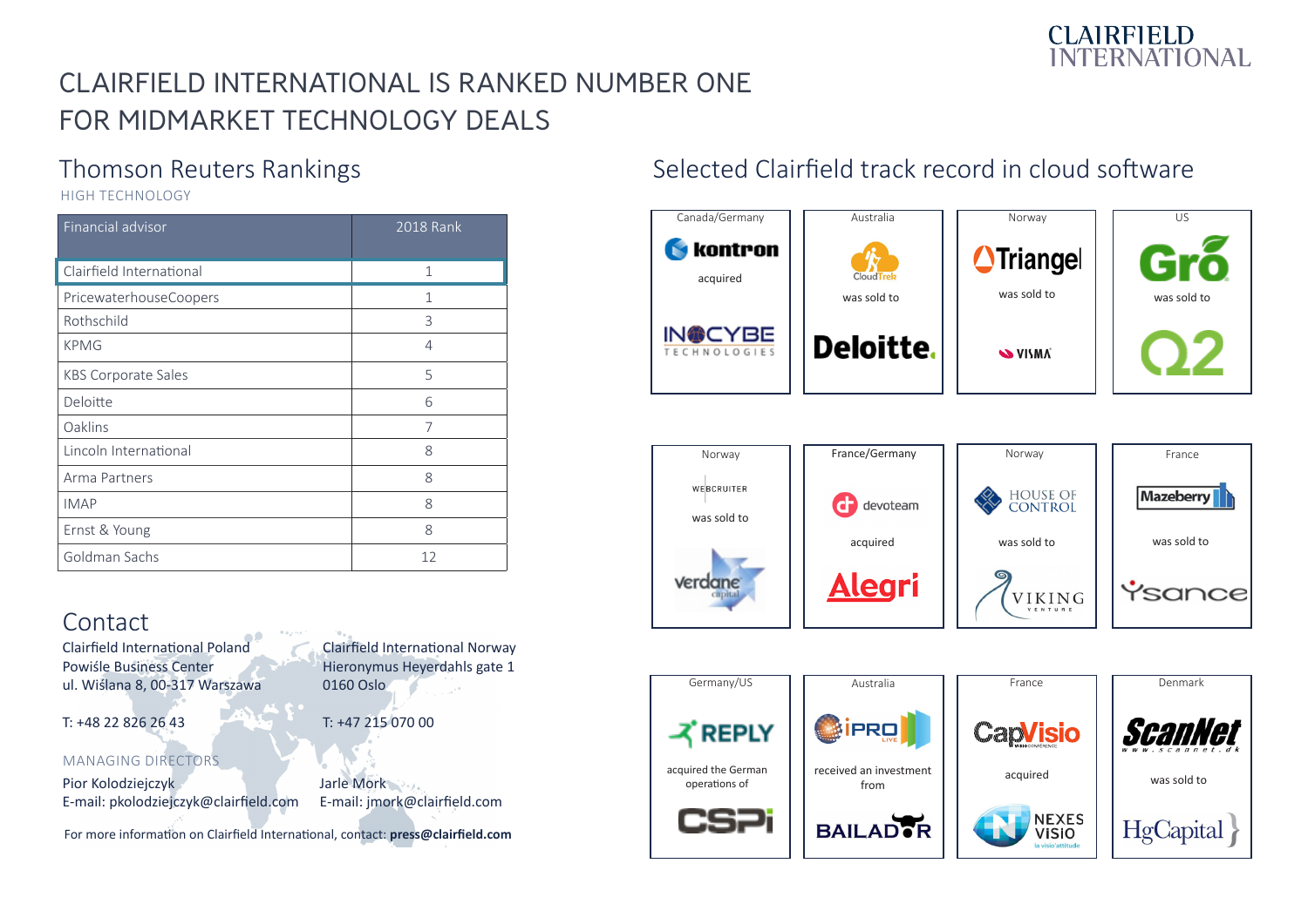# CLAIRFIELD INTERNATIONAL IS RANKED NUMBER ONE FOR MIDMARKET TECHNOLOGY DEALS

## Thomson Reuters Rankings

HIGH TECHNOLOGY

| Financial advisor | 2018 Rank |
|---|---|
| Clairfield International | 1 |
| PricewaterhouseCoopers | 1 |
| Rothschild | 3 |
| KPMG | 4 |
| KBS Corporate Sales | 5 |
| Deloitte | 6 |
| Oaklins | 7 |
| Lincoln International | 8 |
| Arma Partners | 8 |
| IMAP | 8 |
| Ernst & Young | 8 |
| Goldman Sachs | 12 |

## Selected Clairfield track record in cloud software

Canada/Germany
kontron acquired INOCYBE TECHNOLOGIES

Australia
CloudTrek was sold to Deloitte.

Norway
Triangel was sold to VISMA

US
Grö was sold to Q2

Norway
WEBCRUITER was sold to verdane capital

France/Germany
devoteam acquired Alegri

Norway
HOUSE OF CONTROL was sold to VIKING VENTURE

France
Mazeberry was sold to Ysance

Germany/US
REPLY acquired the German operations of CSPi

Australia
iPRO LIVE received an investment from BAILADOR

France
CapVisio acquired NEXES VISIO

Denmark
ScanNet www.scannet.dk was sold to HgCapital

## Contact

Clairfield International Poland
Powiśle Business Center
ul. Wiślana 8, 00-317 Warszawa

T: +48 22 826 26 43

Clairfield International Norway
Hieronymus Heyerdahls gate 1
0160 Oslo

T: +47 215 070 00

MANAGING DIRECTORS

Pior Kolodziejczyk
E-mail: pkolodziejczyk@clairfield.com

Jarle Mork
E-mail: jmork@clairfield.com

For more information on Clairfield International, contact: **press@clairfield.com**